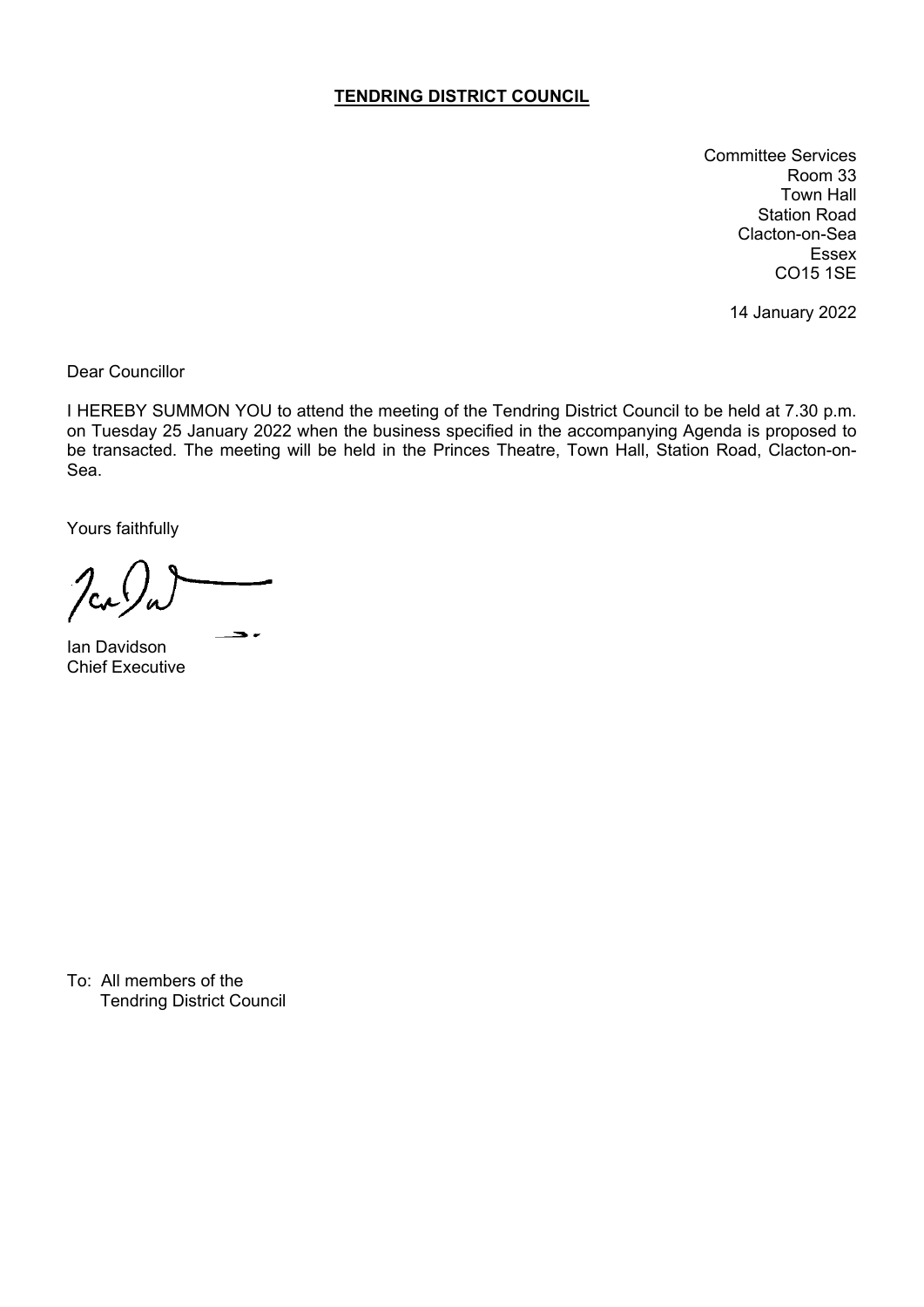# TENDRING DISTRICT COUNCIL

Committee Services
Room 33
Town Hall
Station Road
Clacton-on-Sea
Essex
CO15 1SE

14 January 2022

Dear Councillor

I HEREBY SUMMON YOU to attend the meeting of the Tendring District Council to be held at 7.30 p.m. on Tuesday 25 January 2022 when the business specified in the accompanying Agenda is proposed to be transacted. The meeting will be held in the Princes Theatre, Town Hall, Station Road, Clacton-on-Sea.

Yours faithfully

Ian Davidson
Chief Executive

To: All members of the
Tendring District Council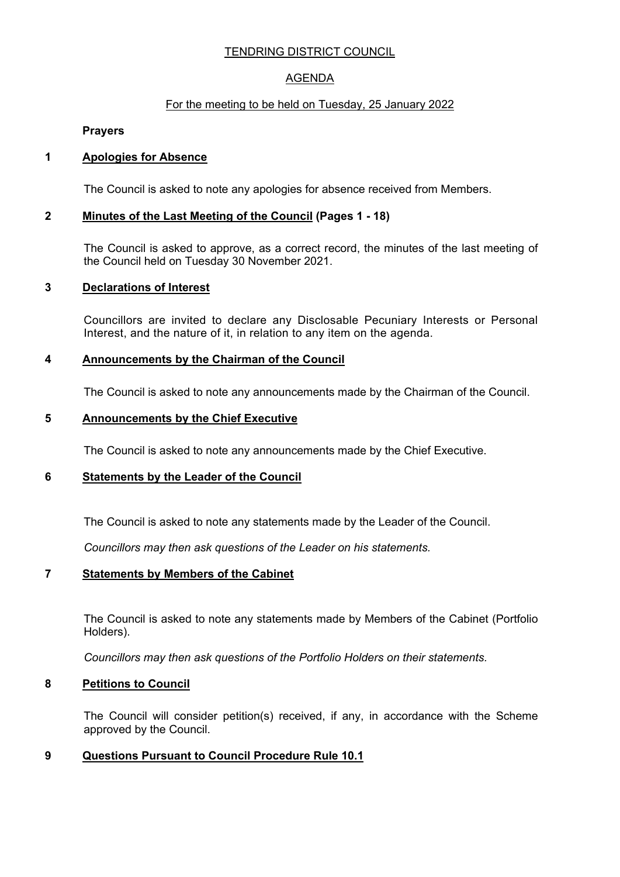# TENDRING DISTRICT COUNCIL

## AGENDA

For the meeting to be held on Tuesday, 25 January 2022

**Prayers**

### 1 Apologies for Absence

The Council is asked to note any apologies for absence received from Members.

### 2 Minutes of the Last Meeting of the Council (Pages 1 - 18)

The Council is asked to approve, as a correct record, the minutes of the last meeting of the Council held on Tuesday 30 November 2021.

### 3 Declarations of Interest

Councillors are invited to declare any Disclosable Pecuniary Interests or Personal Interest, and the nature of it, in relation to any item on the agenda.

### 4 Announcements by the Chairman of the Council

The Council is asked to note any announcements made by the Chairman of the Council.

### 5 Announcements by the Chief Executive

The Council is asked to note any announcements made by the Chief Executive.

### 6 Statements by the Leader of the Council

The Council is asked to note any statements made by the Leader of the Council.

*Councillors may then ask questions of the Leader on his statements.*

### 7 Statements by Members of the Cabinet

The Council is asked to note any statements made by Members of the Cabinet (Portfolio Holders).

*Councillors may then ask questions of the Portfolio Holders on their statements.*

### 8 Petitions to Council

The Council will consider petition(s) received, if any, in accordance with the Scheme approved by the Council.

### 9 Questions Pursuant to Council Procedure Rule 10.1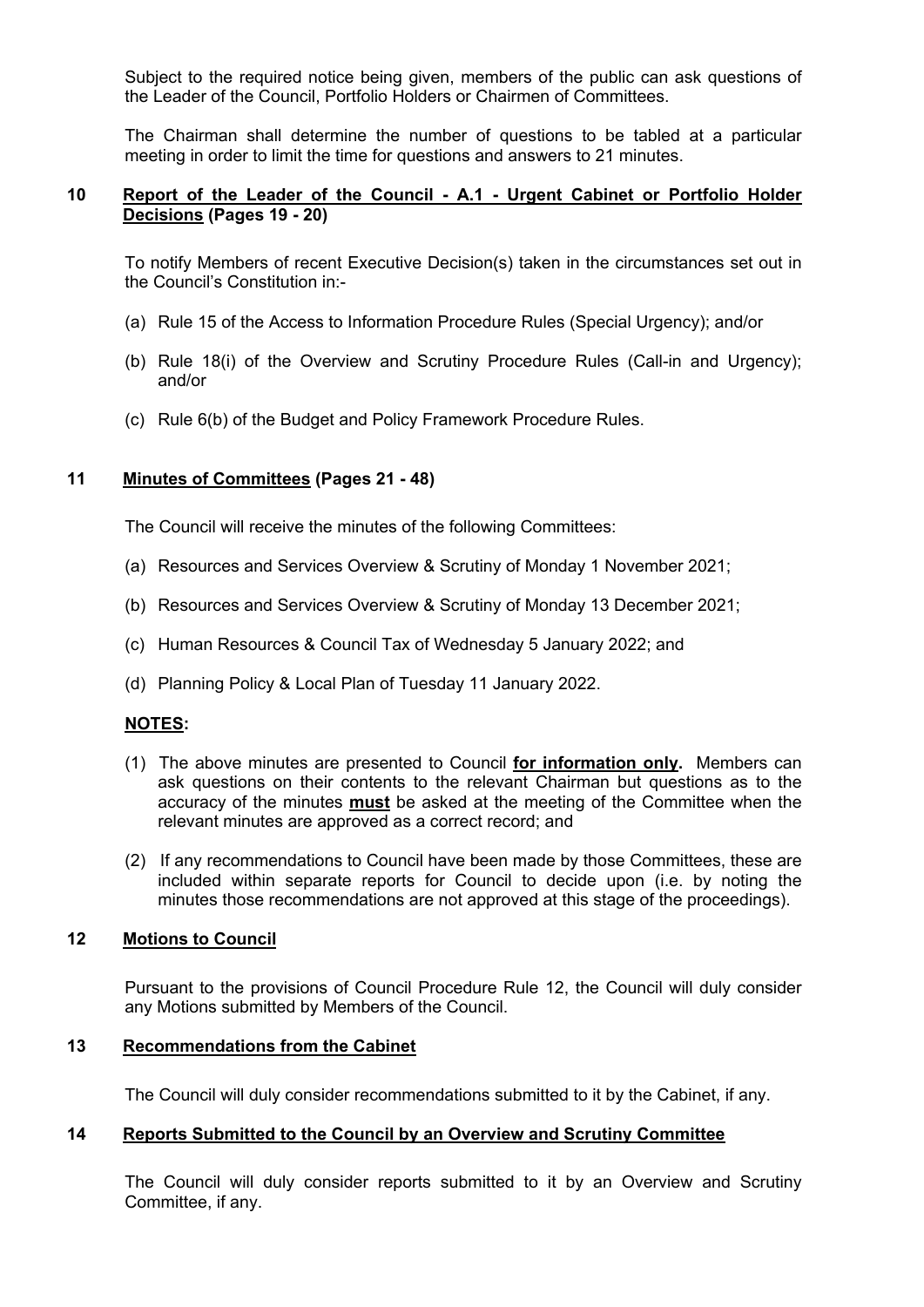Subject to the required notice being given, members of the public can ask questions of the Leader of the Council, Portfolio Holders or Chairmen of Committees.

The Chairman shall determine the number of questions to be tabled at a particular meeting in order to limit the time for questions and answers to 21 minutes.

## 10 Report of the Leader of the Council - A.1 - Urgent Cabinet or Portfolio Holder Decisions (Pages 19 - 20)

To notify Members of recent Executive Decision(s) taken in the circumstances set out in the Council's Constitution in:-

(a) Rule 15 of the Access to Information Procedure Rules (Special Urgency); and/or

(b) Rule 18(i) of the Overview and Scrutiny Procedure Rules (Call-in and Urgency); and/or

(c) Rule 6(b) of the Budget and Policy Framework Procedure Rules.

## 11 Minutes of Committees (Pages 21 - 48)

The Council will receive the minutes of the following Committees:

(a) Resources and Services Overview & Scrutiny of Monday 1 November 2021;

(b) Resources and Services Overview & Scrutiny of Monday 13 December 2021;

(c) Human Resources & Council Tax of Wednesday 5 January 2022; and

(d) Planning Policy & Local Plan of Tuesday 11 January 2022.

**NOTES:**

(1) The above minutes are presented to Council **for information only.** Members can ask questions on their contents to the relevant Chairman but questions as to the accuracy of the minutes **must** be asked at the meeting of the Committee when the relevant minutes are approved as a correct record; and

(2) If any recommendations to Council have been made by those Committees, these are included within separate reports for Council to decide upon (i.e. by noting the minutes those recommendations are not approved at this stage of the proceedings).

## 12 Motions to Council

Pursuant to the provisions of Council Procedure Rule 12, the Council will duly consider any Motions submitted by Members of the Council.

## 13 Recommendations from the Cabinet

The Council will duly consider recommendations submitted to it by the Cabinet, if any.

## 14 Reports Submitted to the Council by an Overview and Scrutiny Committee

The Council will duly consider reports submitted to it by an Overview and Scrutiny Committee, if any.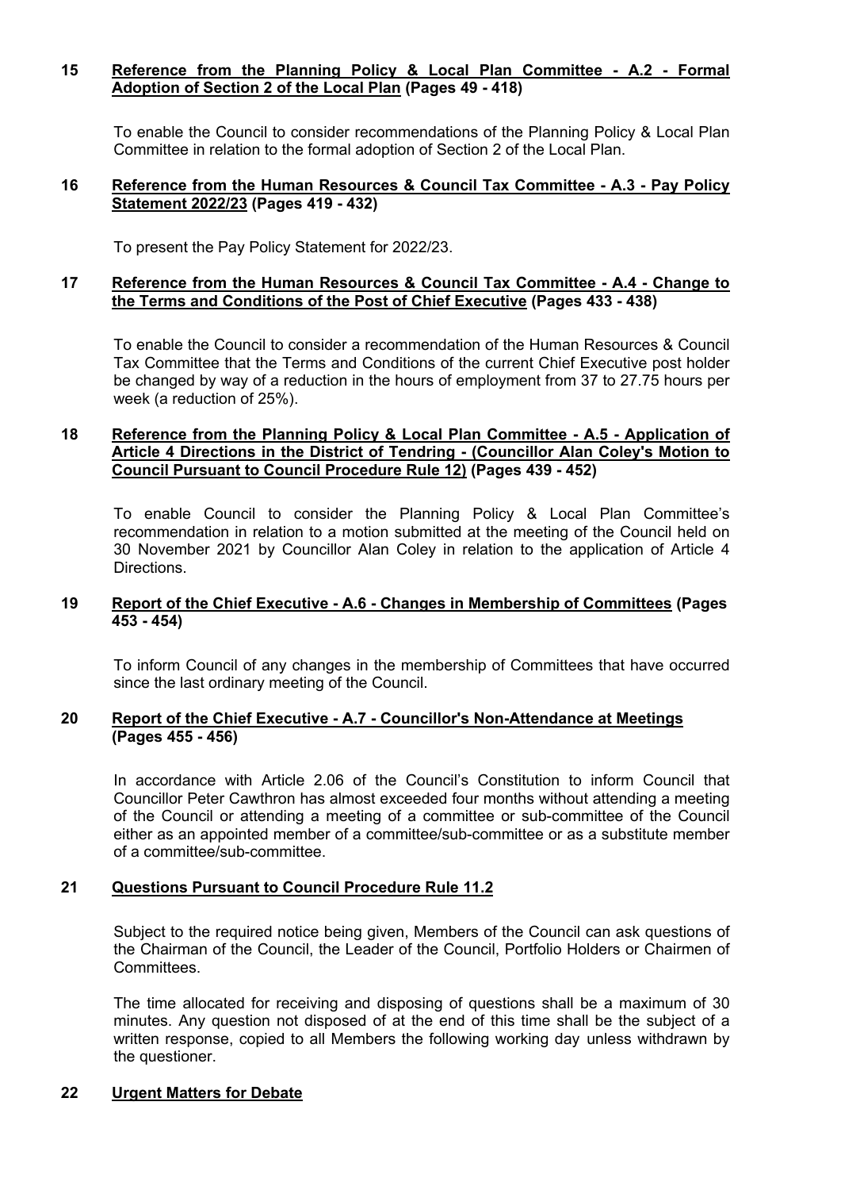**15 Reference from the Planning Policy & Local Plan Committee - A.2 - Formal Adoption of Section 2 of the Local Plan (Pages 49 - 418)**

To enable the Council to consider recommendations of the Planning Policy & Local Plan Committee in relation to the formal adoption of Section 2 of the Local Plan.

**16 Reference from the Human Resources & Council Tax Committee - A.3 - Pay Policy Statement 2022/23 (Pages 419 - 432)**

To present the Pay Policy Statement for 2022/23.

**17 Reference from the Human Resources & Council Tax Committee - A.4 - Change to the Terms and Conditions of the Post of Chief Executive (Pages 433 - 438)**

To enable the Council to consider a recommendation of the Human Resources & Council Tax Committee that the Terms and Conditions of the current Chief Executive post holder be changed by way of a reduction in the hours of employment from 37 to 27.75 hours per week (a reduction of 25%).

**18 Reference from the Planning Policy & Local Plan Committee - A.5 - Application of Article 4 Directions in the District of Tendring - (Councillor Alan Coley's Motion to Council Pursuant to Council Procedure Rule 12) (Pages 439 - 452)**

To enable Council to consider the Planning Policy & Local Plan Committee's recommendation in relation to a motion submitted at the meeting of the Council held on 30 November 2021 by Councillor Alan Coley in relation to the application of Article 4 Directions.

**19 Report of the Chief Executive - A.6 - Changes in Membership of Committees (Pages 453 - 454)**

To inform Council of any changes in the membership of Committees that have occurred since the last ordinary meeting of the Council.

**20 Report of the Chief Executive - A.7 - Councillor's Non-Attendance at Meetings (Pages 455 - 456)**

In accordance with Article 2.06 of the Council's Constitution to inform Council that Councillor Peter Cawthron has almost exceeded four months without attending a meeting of the Council or attending a meeting of a committee or sub-committee of the Council either as an appointed member of a committee/sub-committee or as a substitute member of a committee/sub-committee.

**21 Questions Pursuant to Council Procedure Rule 11.2**

Subject to the required notice being given, Members of the Council can ask questions of the Chairman of the Council, the Leader of the Council, Portfolio Holders or Chairmen of Committees.

The time allocated for receiving and disposing of questions shall be a maximum of 30 minutes. Any question not disposed of at the end of this time shall be the subject of a written response, copied to all Members the following working day unless withdrawn by the questioner.

**22 Urgent Matters for Debate**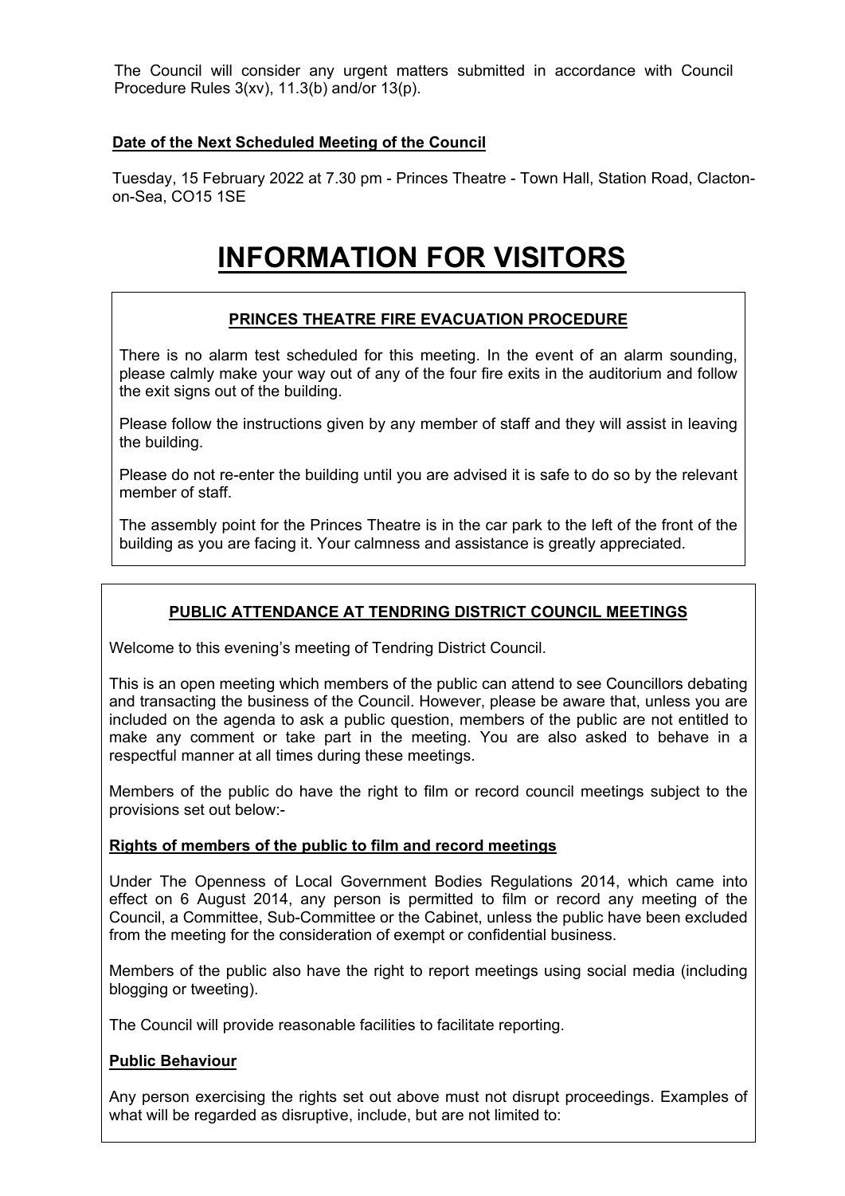The Council will consider any urgent matters submitted in accordance with Council Procedure Rules 3(xv), 11.3(b) and/or 13(p).

**Date of the Next Scheduled Meeting of the Council**

Tuesday, 15 February 2022 at 7.30 pm - Princes Theatre - Town Hall, Station Road, Clacton-on-Sea, CO15 1SE

# INFORMATION FOR VISITORS

## PRINCES THEATRE FIRE EVACUATION PROCEDURE

There is no alarm test scheduled for this meeting. In the event of an alarm sounding, please calmly make your way out of any of the four fire exits in the auditorium and follow the exit signs out of the building.

Please follow the instructions given by any member of staff and they will assist in leaving the building.

Please do not re-enter the building until you are advised it is safe to do so by the relevant member of staff.

The assembly point for the Princes Theatre is in the car park to the left of the front of the building as you are facing it. Your calmness and assistance is greatly appreciated.

## PUBLIC ATTENDANCE AT TENDRING DISTRICT COUNCIL MEETINGS

Welcome to this evening's meeting of Tendring District Council.

This is an open meeting which members of the public can attend to see Councillors debating and transacting the business of the Council. However, please be aware that, unless you are included on the agenda to ask a public question, members of the public are not entitled to make any comment or take part in the meeting. You are also asked to behave in a respectful manner at all times during these meetings.

Members of the public do have the right to film or record council meetings subject to the provisions set out below:-

**Rights of members of the public to film and record meetings**

Under The Openness of Local Government Bodies Regulations 2014, which came into effect on 6 August 2014, any person is permitted to film or record any meeting of the Council, a Committee, Sub-Committee or the Cabinet, unless the public have been excluded from the meeting for the consideration of exempt or confidential business.

Members of the public also have the right to report meetings using social media (including blogging or tweeting).

The Council will provide reasonable facilities to facilitate reporting.

**Public Behaviour**

Any person exercising the rights set out above must not disrupt proceedings. Examples of what will be regarded as disruptive, include, but are not limited to: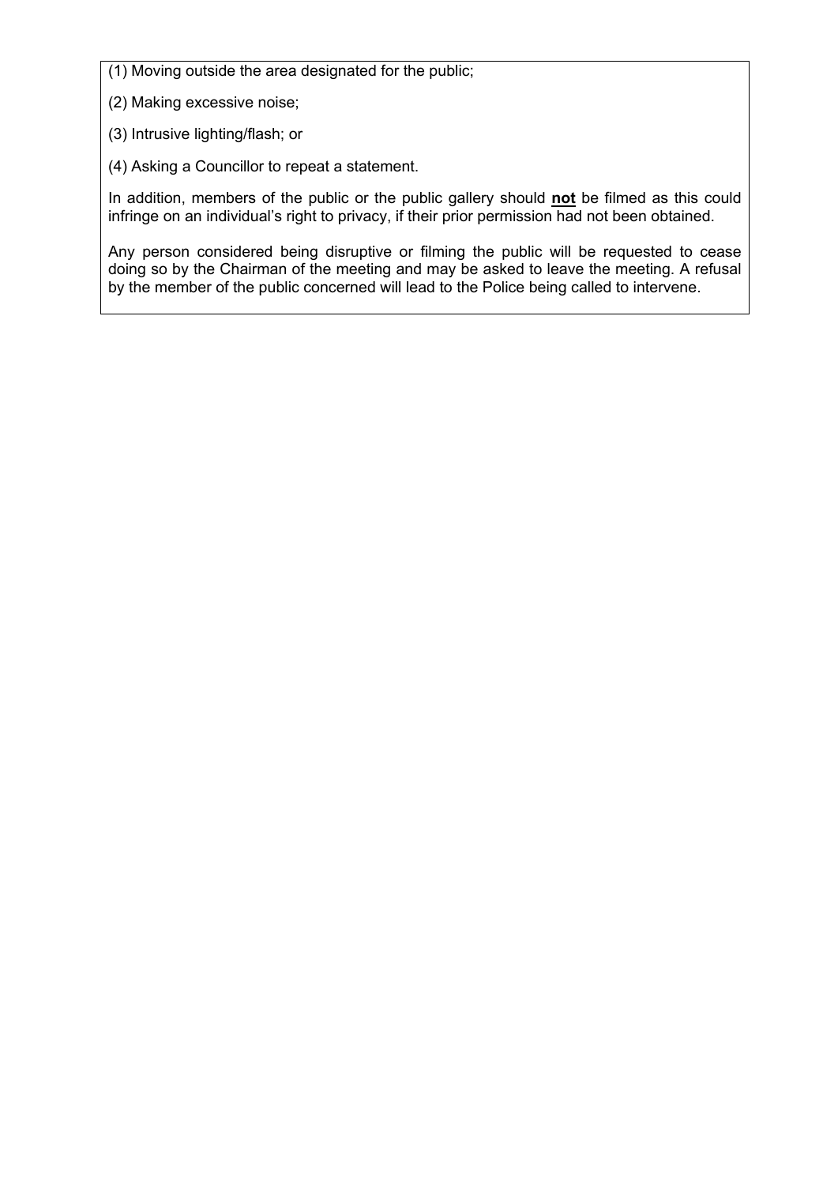(1) Moving outside the area designated for the public;

(2) Making excessive noise;

(3) Intrusive lighting/flash; or

(4) Asking a Councillor to repeat a statement.

In addition, members of the public or the public gallery should **not** be filmed as this could infringe on an individual's right to privacy, if their prior permission had not been obtained.

Any person considered being disruptive or filming the public will be requested to cease doing so by the Chairman of the meeting and may be asked to leave the meeting. A refusal by the member of the public concerned will lead to the Police being called to intervene.